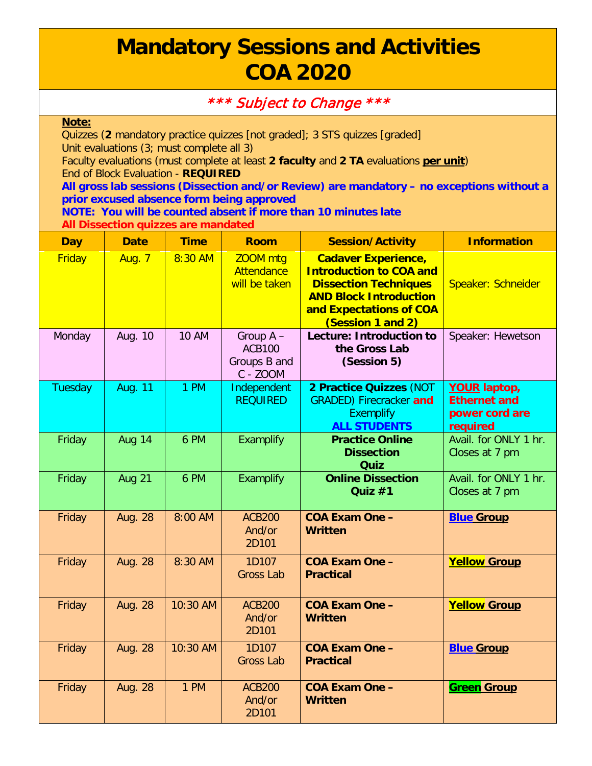# Mandatory Sessions and Activities COA 2020

*\*\*\* Subject to Change \*\*\**

**Note:**

Quizzes (**2** mandatory practice quizzes [not graded]; 3 STS quizzes [graded]

Unit evaluations (3; must complete all 3)

Faculty evaluations (must complete at least **2 faculty** and **2 TA** evaluations **per unit**)

End of Block Evaluation - **REQUIRED**

**All gross lab sessions (Dissection and/or Review) are mandatory – no exceptions without a prior excused absence form being approved**

**NOTE: You will be counted absent if more than 10 minutes late**

**All Dissection quizzes are mandated**

| Day | Date | Time | Room | Session/Activity | Information |
|---|---|---|---|---|---|
| Friday | Aug. 7 | 8:30 AM | ZOOM mtg Attendance will be taken | **Cadaver Experience, Introduction to COA and Dissection Techniques AND Block Introduction and Expectations of COA (Session 1 and 2)** | Speaker: Schneider |
| Monday | Aug. 10 | 10 AM | Group A – ACB100 Groups B and C - ZOOM | **Lecture: Introduction to the Gross Lab (Session 5)** | Speaker: Hewetson |
| Tuesday | Aug. 11 | 1 PM | Independent REQUIRED | **2 Practice Quizzes** (NOT GRADED) Firecracker **and** Exemplify **ALL STUDENTS** | **YOUR laptop, Ethernet and power cord are required** |
| Friday | Aug 14 | 6 PM | Examplify | **Practice Online Dissection Quiz** | Avail. for ONLY 1 hr. Closes at 7 pm |
| Friday | Aug 21 | 6 PM | Examplify | **Online Dissection Quiz #1** | Avail. for ONLY 1 hr. Closes at 7 pm |
| Friday | Aug. 28 | 8:00 AM | ACB200 And/or 2D101 | **COA Exam One – Written** | **Blue Group** |
| Friday | Aug. 28 | 8:30 AM | 1D107 Gross Lab | **COA Exam One – Practical** | **Yellow Group** |
| Friday | Aug. 28 | 10:30 AM | ACB200 And/or 2D101 | **COA Exam One – Written** | **Yellow Group** |
| Friday | Aug. 28 | 10:30 AM | 1D107 Gross Lab | **COA Exam One – Practical** | **Blue Group** |
| Friday | Aug. 28 | 1 PM | ACB200 And/or 2D101 | **COA Exam One – Written** | **Green Group** |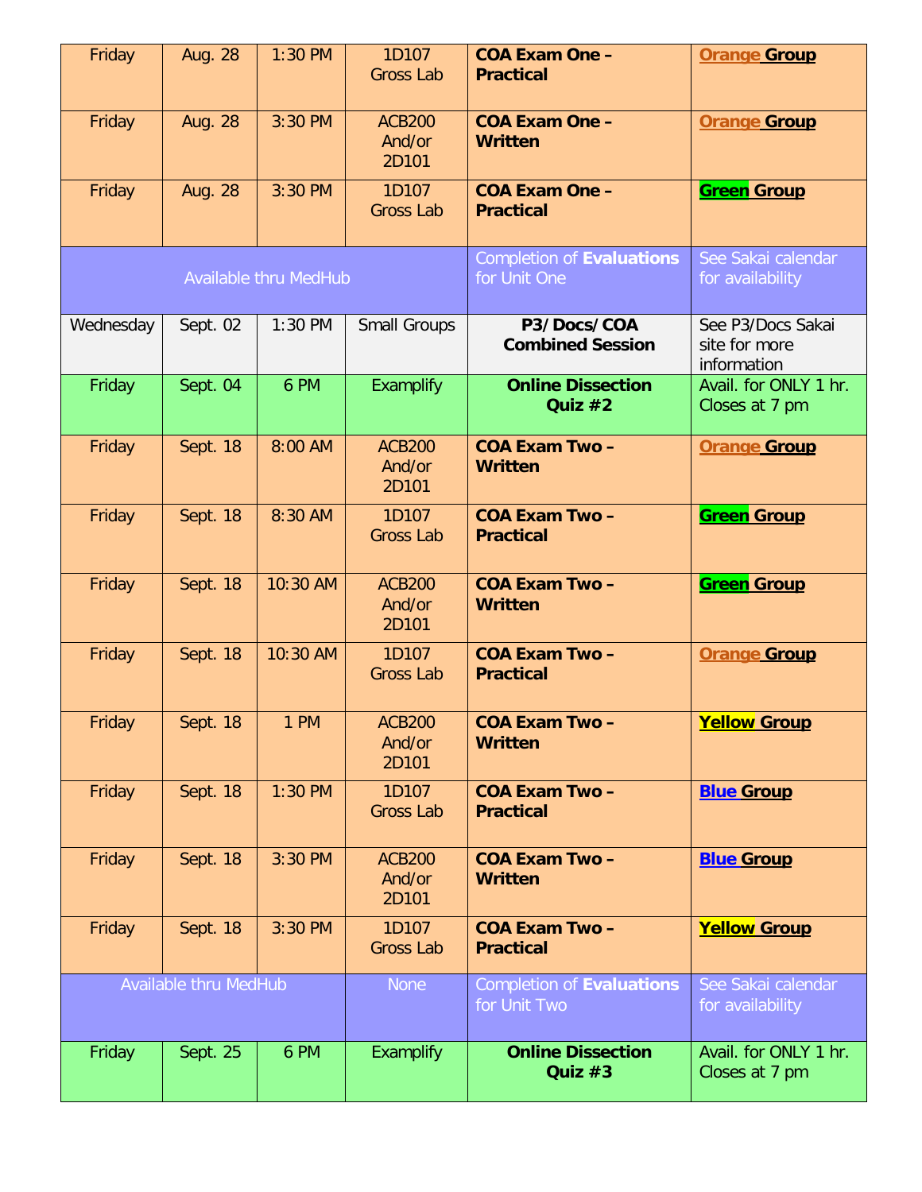| Friday | Aug. 28 | 1:30 PM | 1D107 Gross Lab | **COA Exam One – Practical** | **Orange Group** |
|---|---|---|---|---|---|
| Friday | Aug. 28 | 3:30 PM | ACB200 And/or 2D101 | **COA Exam One – Written** | **Orange Group** |
| Friday | Aug. 28 | 3:30 PM | 1D107 Gross Lab | **COA Exam One – Practical** | **Green Group** |
| Available thru MedHub | | | | Completion of **Evaluations** for Unit One | See Sakai calendar for availability |
| Wednesday | Sept. 02 | 1:30 PM | Small Groups | **P3/Docs/COA Combined Session** | See P3/Docs Sakai site for more information |
| Friday | Sept. 04 | 6 PM | Examplify | **Online Dissection Quiz #2** | Avail. for ONLY 1 hr. Closes at 7 pm |
| Friday | Sept. 18 | 8:00 AM | ACB200 And/or 2D101 | **COA Exam Two – Written** | **Orange Group** |
| Friday | Sept. 18 | 8:30 AM | 1D107 Gross Lab | **COA Exam Two – Practical** | **Green Group** |
| Friday | Sept. 18 | 10:30 AM | ACB200 And/or 2D101 | **COA Exam Two – Written** | **Green Group** |
| Friday | Sept. 18 | 10:30 AM | 1D107 Gross Lab | **COA Exam Two – Practical** | **Orange Group** |
| Friday | Sept. 18 | 1 PM | ACB200 And/or 2D101 | **COA Exam Two – Written** | **Yellow Group** |
| Friday | Sept. 18 | 1:30 PM | 1D107 Gross Lab | **COA Exam Two – Practical** | **Blue Group** |
| Friday | Sept. 18 | 3:30 PM | ACB200 And/or 2D101 | **COA Exam Two – Written** | **Blue Group** |
| Friday | Sept. 18 | 3:30 PM | 1D107 Gross Lab | **COA Exam Two – Practical** | **Yellow Group** |
| Available thru MedHub | | | None | Completion of **Evaluations** for Unit Two | See Sakai calendar for availability |
| Friday | Sept. 25 | 6 PM | Examplify | **Online Dissection Quiz #3** | Avail. for ONLY 1 hr. Closes at 7 pm |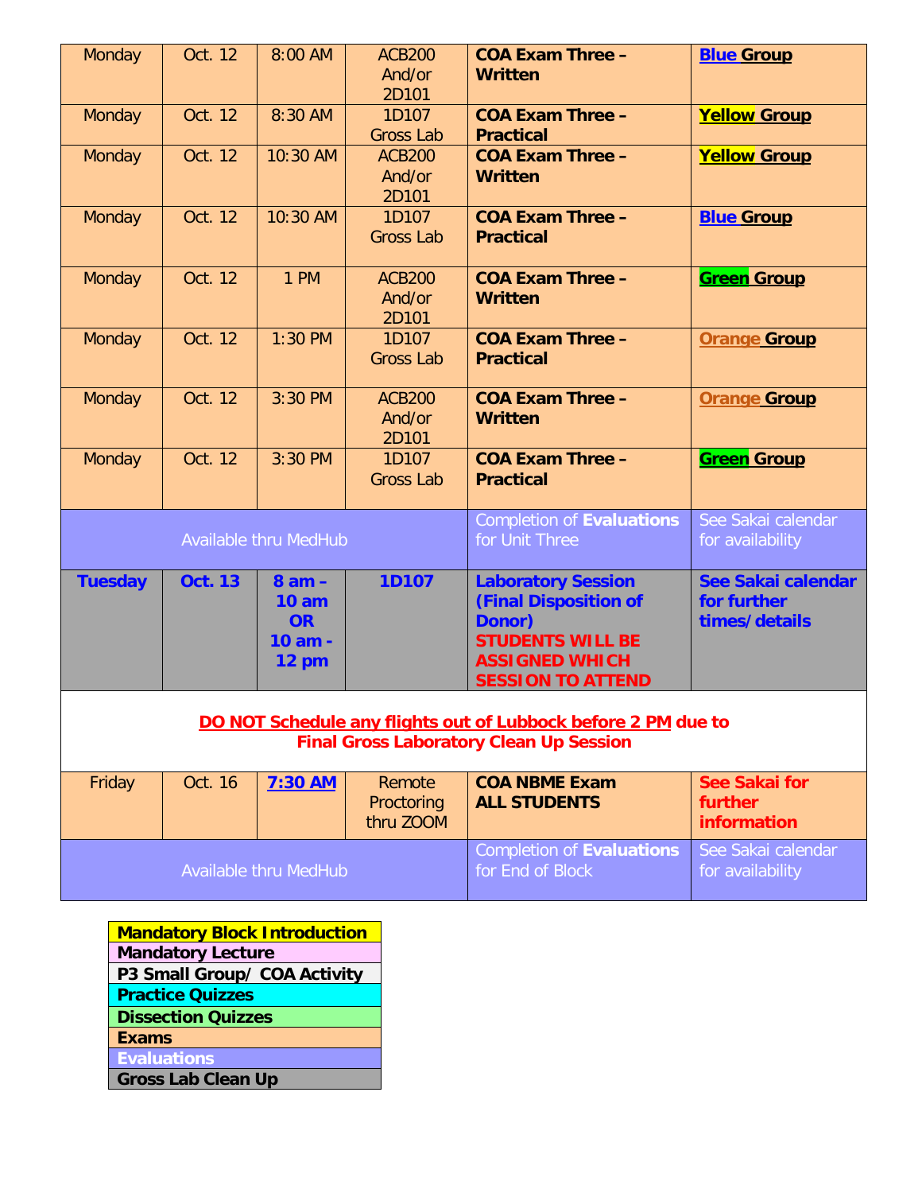| | | | | | |
|---|---|---|---|---|---|
| Monday | Oct. 12 | 8:00 AM | ACB200 And/or 2D101 | **COA Exam Three – Written** | **Blue Group** |
| Monday | Oct. 12 | 8:30 AM | 1D107 Gross Lab | **COA Exam Three – Practical** | **Yellow Group** |
| Monday | Oct. 12 | 10:30 AM | ACB200 And/or 2D101 | **COA Exam Three – Written** | **Yellow Group** |
| Monday | Oct. 12 | 10:30 AM | 1D107 Gross Lab | **COA Exam Three – Practical** | **Blue Group** |
| Monday | Oct. 12 | 1 PM | ACB200 And/or 2D101 | **COA Exam Three – Written** | **Green Group** |
| Monday | Oct. 12 | 1:30 PM | 1D107 Gross Lab | **COA Exam Three – Practical** | **Orange Group** |
| Monday | Oct. 12 | 3:30 PM | ACB200 And/or 2D101 | **COA Exam Three – Written** | **Orange Group** |
| Monday | Oct. 12 | 3:30 PM | 1D107 Gross Lab | **COA Exam Three – Practical** | **Green Group** |
| Available thru MedHub | | | | Completion of **Evaluations** for Unit Three | See Sakai calendar for availability |
| **Tuesday** | **Oct. 13** | **8 am – 10 am OR 10 am - 12 pm** | **1D107** | **Laboratory Session (Final Disposition of Donor) STUDENTS WILL BE ASSIGNED WHICH SESSION TO ATTEND** | **See Sakai calendar for further times/details** |
| **DO NOT Schedule any flights out of Lubbock before 2 PM due to Final Gross Laboratory Clean Up Session** | | | | | |
| Friday | Oct. 16 | **7:30 AM** | Remote Proctoring thru ZOOM | **COA NBME Exam ALL STUDENTS** | **See Sakai for further information** |
| Available thru MedHub | | | | Completion of **Evaluations** for End of Block | See Sakai calendar for availability |

| |
|---|
| **Mandatory Block Introduction** |
| **Mandatory Lecture** |
| **P3 Small Group/ COA Activity** |
| **Practice Quizzes** |
| **Dissection Quizzes** |
| **Exams** |
| **Evaluations** |
| **Gross Lab Clean Up** |